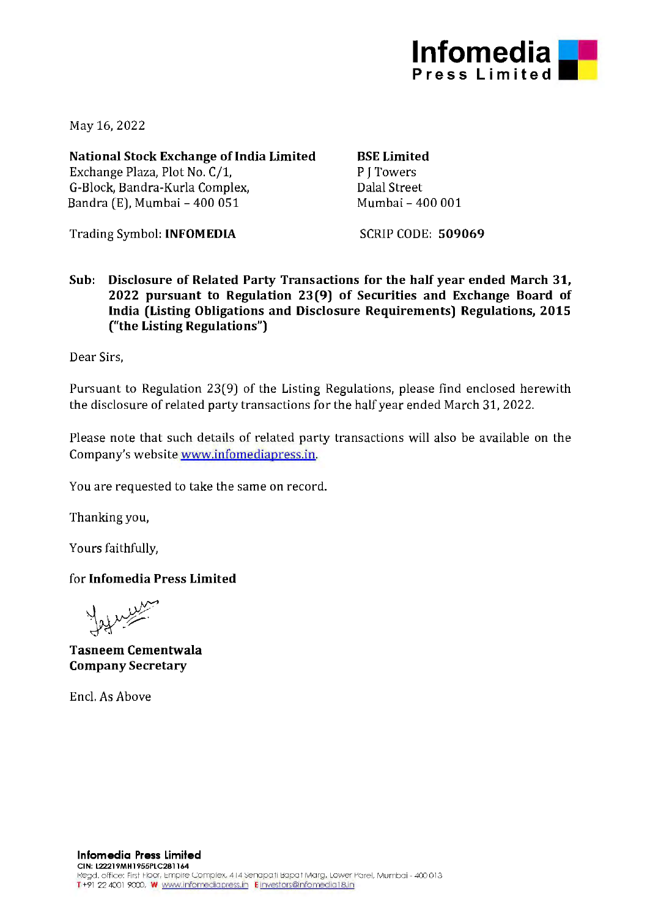May 16, 2022

**National Stock Exchange of India Limited**
Exchange Plaza, Plot No. C/1,
G-Block, Bandra-Kurla Complex,
Bandra (E), Mumbai – 400 051

Trading Symbol: **INFOMEDIA**

**BSE Limited**
P J Towers
Dalal Street
Mumbai – 400 001

SCRIP CODE: **509069**

**Sub: Disclosure of Related Party Transactions for the half year ended March 31, 2022 pursuant to Regulation 23(9) of Securities and Exchange Board of India (Listing Obligations and Disclosure Requirements) Regulations, 2015 ("the Listing Regulations")**

Dear Sirs,

Pursuant to Regulation 23(9) of the Listing Regulations, please find enclosed herewith the disclosure of related party transactions for the half year ended March 31, 2022.

Please note that such details of related party transactions will also be available on the Company's website www.infomediapress.in.

You are requested to take the same on record.

Thanking you,

Yours faithfully,

for **Infomedia Press Limited**

**Tasneem Cementwala**
**Company Secretary**

Encl. As Above

**Infomedia Press Limited**
CIN: L22219MH1955PLC281164
Regd. office: First Floor, Empire Complex, 414 Senapati Bapat Marg, Lower Parel, Mumbai - 400 013
T +91 22 4001 9000, W www.infomediapress.in E investors@infomedia18.in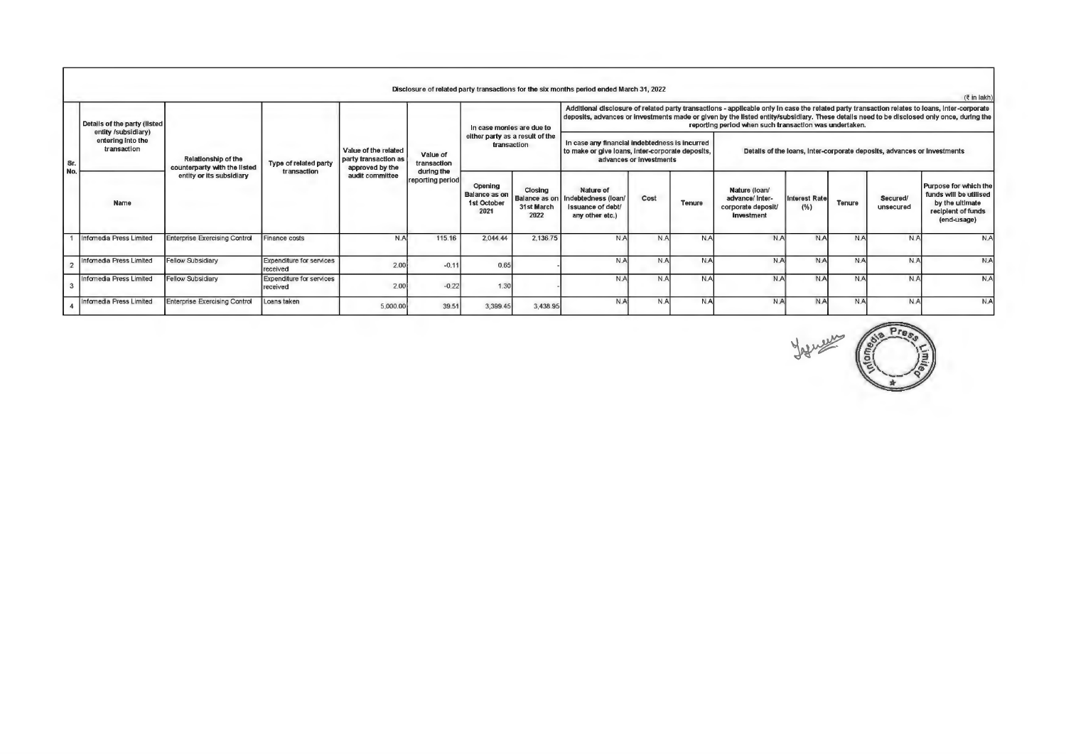Disclosure of related party transactions for the six months period ended March 31, 2022

(₹ in lakh)

| Sr. No. | Details of the party (listed entity /subsidiary) entering into the transaction | Relationship of the counterparty with the listed entity or its subsidiary | Type of related party transaction | Value of the related party transaction as approved by the audit committee | Value of transaction during the reporting period | In case monies are due to either party as a result of the transaction | | Additional disclosure of related party transactions - applicable only in case the related party transaction relates to loans, inter-corporate deposits, advances or investments made or given by the listed entity/subsidiary. These details need to be disclosed only once, during the reporting period when such transaction was undertaken. | | | | | | | |
|---|---|---|---|---|---|---|---|---|---|---|---|---|---|---|---|
| | | | | | | | | In case any financial indebtedness is incurred to make or give loans, inter-corporate deposits, advances or investments | | | Details of the loans, inter-corporate deposits, advances or investments | | | | |
| | Name | | | | | Opening Balance as on 1st October 2021 | Closing Balance as on 31st March 2022 | Nature of indebtedness (loan/ issuance of debt/ any other etc.) | Cost | Tenure | Nature (loan/ advance/ inter-corporate deposit/ investment | Interest Rate (%) | Tenure | Secured/ unsecured | Purpose for which the funds will be utilised by the ultimate recipient of funds (end-usage) |
| 1 | Infomedia Press Limited | Enterprise Exercising Control | Finance costs | N.A | 115.16 | 2,044.44 | 2,136.75 | N.A | N.A | N.A | N.A | N.A | N.A | N.A | N.A |
| 2 | Infomedia Press Limited | Fellow Subsidiary | Expenditure for services received | 2.00 | -0.11 | 0.65 | - | N.A | N.A | N.A | N.A | N.A | N.A | N.A | N.A |
| 3 | Infomedia Press Limited | Fellow Subsidiary | Expenditure for services received | 2.00 | -0.22 | 1.30 | - | N.A | N.A | N.A | N.A | N.A | N.A | N.A | N.A |
| 4 | Infomedia Press Limited | Enterprise Exercising Control | Loans taken | 5,000.00 | 39.51 | 3,399.45 | 3,438.95 | N.A | N.A | N.A | N.A | N.A | N.A | N.A | N.A |

Infomedia Press Limited